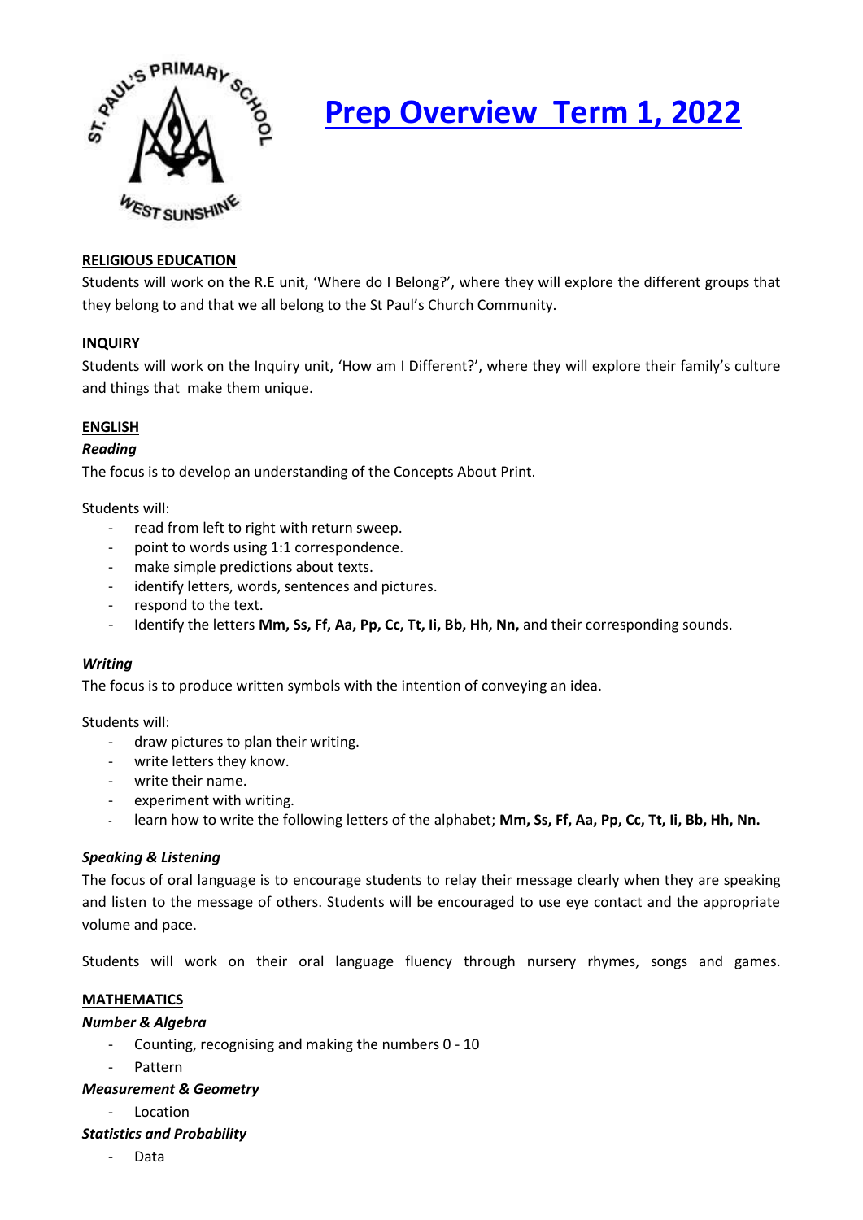# Prep Overview Term 1, 2022

## RELIGIOUS EDUCATION

Students will work on the R.E unit, 'Where do I Belong?', where they will explore the different groups that they belong to and that we all belong to the St Paul's Church Community.

## INQUIRY

Students will work on the Inquiry unit, 'How am I Different?', where they will explore their family's culture and things that make them unique.

## ENGLISH

### *Reading*

The focus is to develop an understanding of the Concepts About Print.

Students will:

- read from left to right with return sweep.
- point to words using 1:1 correspondence.
- make simple predictions about texts.
- identify letters, words, sentences and pictures.
- respond to the text.
- Identify the letters **Mm, Ss, Ff, Aa, Pp, Cc, Tt, Ii, Bb, Hh, Nn,** and their corresponding sounds.

### *Writing*

The focus is to produce written symbols with the intention of conveying an idea.

Students will:

- draw pictures to plan their writing.
- write letters they know.
- write their name.
- experiment with writing.
- learn how to write the following letters of the alphabet; **Mm, Ss, Ff, Aa, Pp, Cc, Tt, Ii, Bb, Hh, Nn.**

### *Speaking & Listening*

The focus of oral language is to encourage students to relay their message clearly when they are speaking and listen to the message of others. Students will be encouraged to use eye contact and the appropriate volume and pace.

Students will work on their oral language fluency through nursery rhymes, songs and games.

## MATHEMATICS

### *Number & Algebra*

- Counting, recognising and making the numbers 0 - 10
- Pattern

### *Measurement & Geometry*

- Location

### *Statistics and Probability*

- Data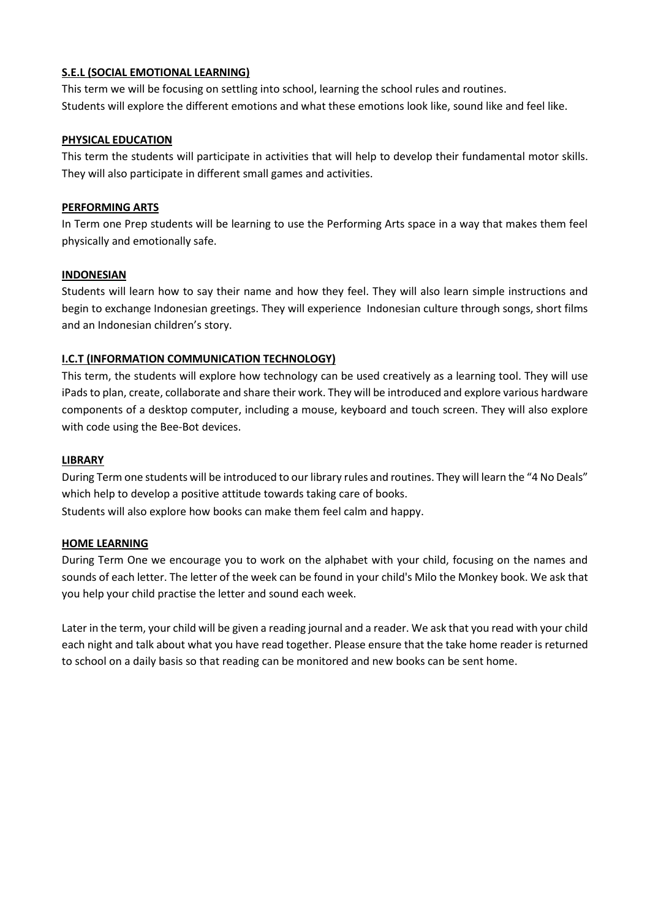## S.E.L (SOCIAL EMOTIONAL LEARNING)

This term we will be focusing on settling into school, learning the school rules and routines.
Students will explore the different emotions and what these emotions look like, sound like and feel like.

## PHYSICAL EDUCATION

This term the students will participate in activities that will help to develop their fundamental motor skills. They will also participate in different small games and activities.

## PERFORMING ARTS

In Term one Prep students will be learning to use the Performing Arts space in a way that makes them feel physically and emotionally safe.

## INDONESIAN

Students will learn how to say their name and how they feel. They will also learn simple instructions and begin to exchange Indonesian greetings. They will experience Indonesian culture through songs, short films and an Indonesian children's story.

## I.C.T (INFORMATION COMMUNICATION TECHNOLOGY)

This term, the students will explore how technology can be used creatively as a learning tool. They will use iPads to plan, create, collaborate and share their work. They will be introduced and explore various hardware components of a desktop computer, including a mouse, keyboard and touch screen. They will also explore with code using the Bee-Bot devices.

## LIBRARY

During Term one students will be introduced to our library rules and routines. They will learn the "4 No Deals" which help to develop a positive attitude towards taking care of books.
Students will also explore how books can make them feel calm and happy.

## HOME LEARNING

During Term One we encourage you to work on the alphabet with your child, focusing on the names and sounds of each letter. The letter of the week can be found in your child's Milo the Monkey book. We ask that you help your child practise the letter and sound each week.

Later in the term, your child will be given a reading journal and a reader. We ask that you read with your child each night and talk about what you have read together. Please ensure that the take home reader is returned to school on a daily basis so that reading can be monitored and new books can be sent home.